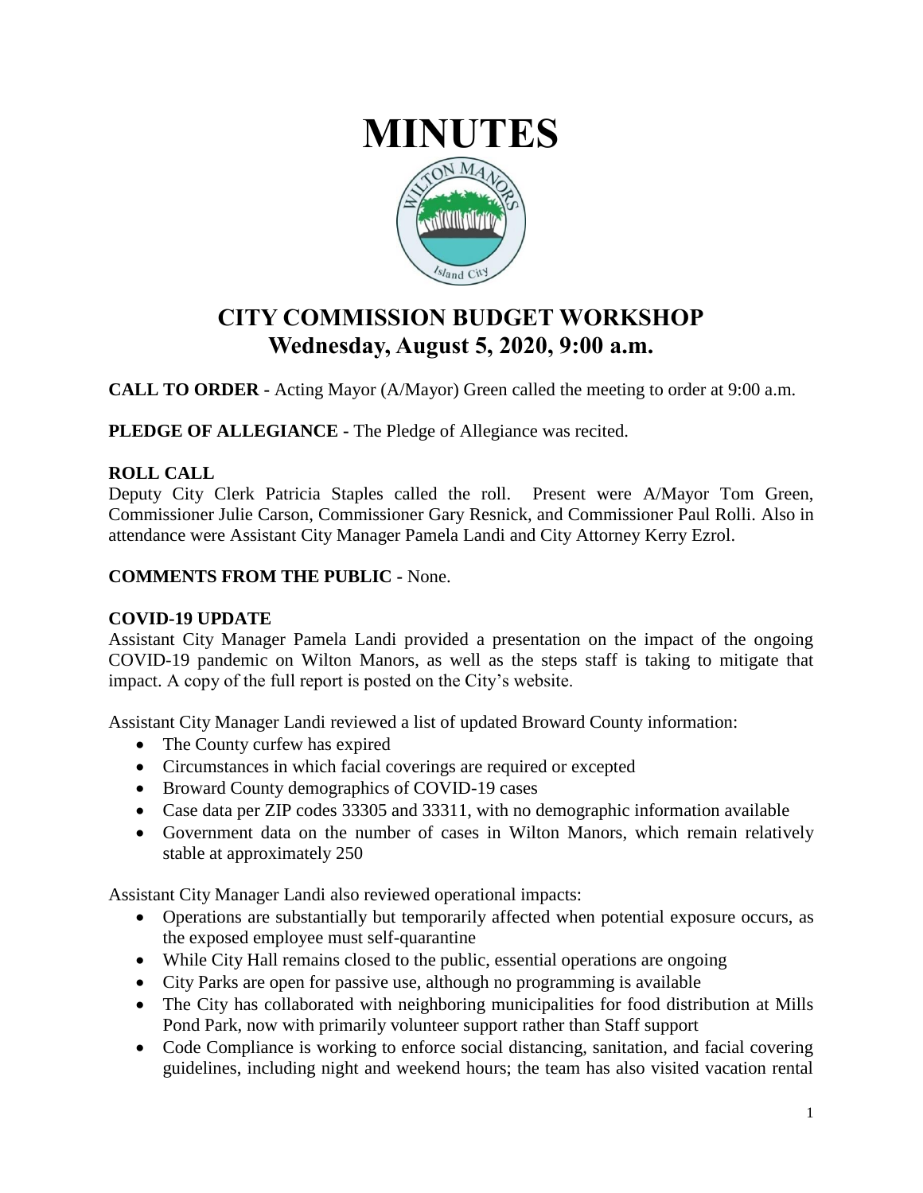# MINUTES

## CITY COMMISSION BUDGET WORKSHOP
## Wednesday, August 5, 2020, 9:00 a.m.

**CALL TO ORDER -** Acting Mayor (A/Mayor) Green called the meeting to order at 9:00 a.m.

**PLEDGE OF ALLEGIANCE -** The Pledge of Allegiance was recited.

**ROLL CALL**
Deputy City Clerk Patricia Staples called the roll. Present were A/Mayor Tom Green, Commissioner Julie Carson, Commissioner Gary Resnick, and Commissioner Paul Rolli. Also in attendance were Assistant City Manager Pamela Landi and City Attorney Kerry Ezrol.

**COMMENTS FROM THE PUBLIC -** None.

**COVID-19 UPDATE**
Assistant City Manager Pamela Landi provided a presentation on the impact of the ongoing COVID-19 pandemic on Wilton Manors, as well as the steps staff is taking to mitigate that impact. A copy of the full report is posted on the City's website.

Assistant City Manager Landi reviewed a list of updated Broward County information:

- The County curfew has expired
- Circumstances in which facial coverings are required or excepted
- Broward County demographics of COVID-19 cases
- Case data per ZIP codes 33305 and 33311, with no demographic information available
- Government data on the number of cases in Wilton Manors, which remain relatively stable at approximately 250

Assistant City Manager Landi also reviewed operational impacts:

- Operations are substantially but temporarily affected when potential exposure occurs, as the exposed employee must self-quarantine
- While City Hall remains closed to the public, essential operations are ongoing
- City Parks are open for passive use, although no programming is available
- The City has collaborated with neighboring municipalities for food distribution at Mills Pond Park, now with primarily volunteer support rather than Staff support
- Code Compliance is working to enforce social distancing, sanitation, and facial covering guidelines, including night and weekend hours; the team has also visited vacation rental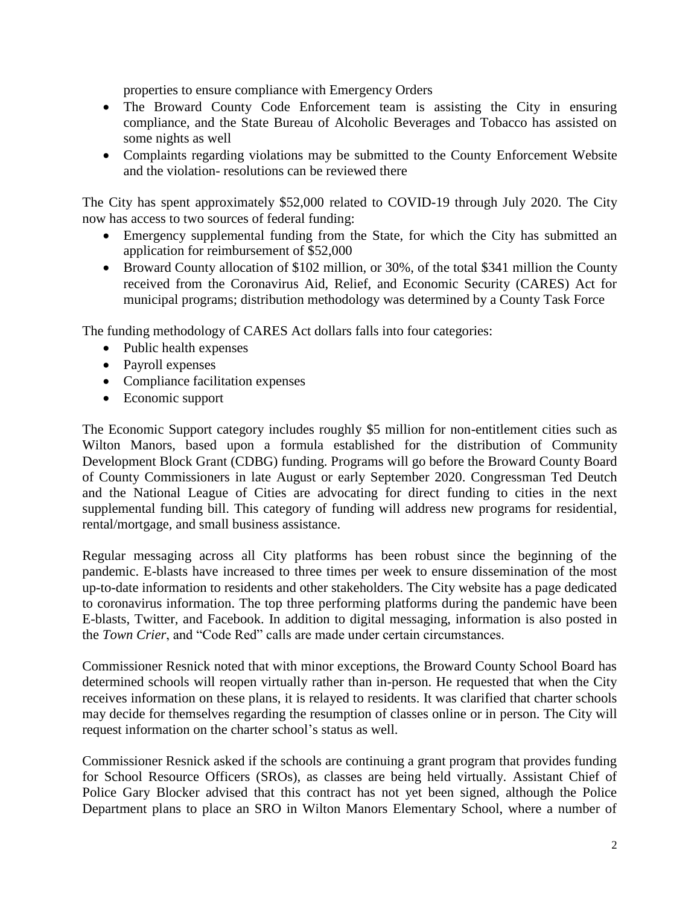properties to ensure compliance with Emergency Orders

- The Broward County Code Enforcement team is assisting the City in ensuring compliance, and the State Bureau of Alcoholic Beverages and Tobacco has assisted on some nights as well
- Complaints regarding violations may be submitted to the County Enforcement Website and the violation- resolutions can be reviewed there

The City has spent approximately $52,000 related to COVID-19 through July 2020. The City now has access to two sources of federal funding:

- Emergency supplemental funding from the State, for which the City has submitted an application for reimbursement of $52,000
- Broward County allocation of $102 million, or 30%, of the total $341 million the County received from the Coronavirus Aid, Relief, and Economic Security (CARES) Act for municipal programs; distribution methodology was determined by a County Task Force

The funding methodology of CARES Act dollars falls into four categories:

- Public health expenses
- Payroll expenses
- Compliance facilitation expenses
- Economic support

The Economic Support category includes roughly $5 million for non-entitlement cities such as Wilton Manors, based upon a formula established for the distribution of Community Development Block Grant (CDBG) funding. Programs will go before the Broward County Board of County Commissioners in late August or early September 2020. Congressman Ted Deutch and the National League of Cities are advocating for direct funding to cities in the next supplemental funding bill. This category of funding will address new programs for residential, rental/mortgage, and small business assistance.

Regular messaging across all City platforms has been robust since the beginning of the pandemic. E-blasts have increased to three times per week to ensure dissemination of the most up-to-date information to residents and other stakeholders. The City website has a page dedicated to coronavirus information. The top three performing platforms during the pandemic have been E-blasts, Twitter, and Facebook. In addition to digital messaging, information is also posted in the *Town Crier*, and "Code Red" calls are made under certain circumstances.

Commissioner Resnick noted that with minor exceptions, the Broward County School Board has determined schools will reopen virtually rather than in-person. He requested that when the City receives information on these plans, it is relayed to residents. It was clarified that charter schools may decide for themselves regarding the resumption of classes online or in person. The City will request information on the charter school's status as well.

Commissioner Resnick asked if the schools are continuing a grant program that provides funding for School Resource Officers (SROs), as classes are being held virtually. Assistant Chief of Police Gary Blocker advised that this contract has not yet been signed, although the Police Department plans to place an SRO in Wilton Manors Elementary School, where a number of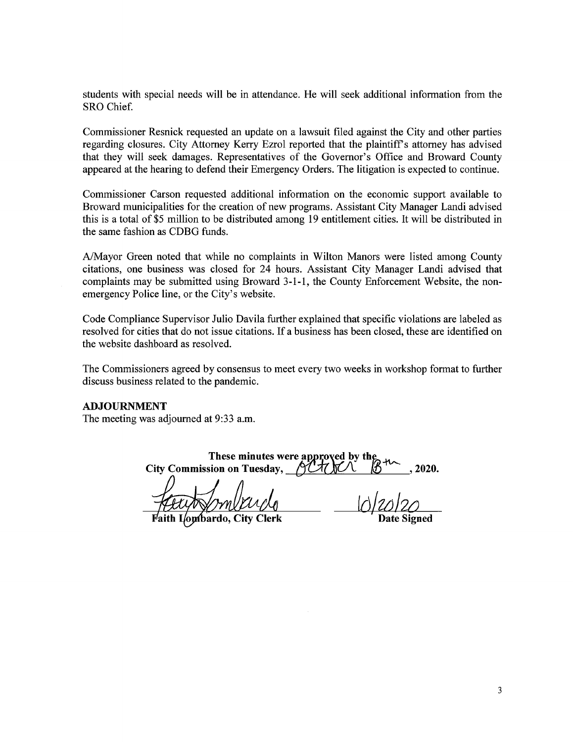students with special needs will be in attendance. He will seek additional information from the SRO Chief.

Commissioner Resnick requested an update on a lawsuit filed against the City and other parties regarding closures. City Attorney Kerry Ezrol reported that the plaintiff's attorney has advised that they will seek damages. Representatives of the Governor's Office and Broward County appeared at the hearing to defend their Emergency Orders. The litigation is expected to continue.

Commissioner Carson requested additional information on the economic support available to Broward municipalities for the creation of new programs. Assistant City Manager Landi advised this is a total of $5 million to be distributed among 19 entitlement cities. It will be distributed in the same fashion as CDBG funds.

A/Mayor Green noted that while no complaints in Wilton Manors were listed among County citations, one business was closed for 24 hours. Assistant City Manager Landi advised that complaints may be submitted using Broward 3-1-1, the County Enforcement Website, the non-emergency Police line, or the City's website.

Code Compliance Supervisor Julio Davila further explained that specific violations are labeled as resolved for cities that do not issue citations. If a business has been closed, these are identified on the website dashboard as resolved.

The Commissioners agreed by consensus to meet every two weeks in workshop format to further discuss business related to the pandemic.

**ADJOURNMENT**
The meeting was adjourned at 9:33 a.m.

**These minutes were approved by the City Commission on Tuesday, October 13th, 2020.**

Faith Lombardo, City Clerk — 10/20/20
**Faith Lombardo, City Clerk** **Date Signed**